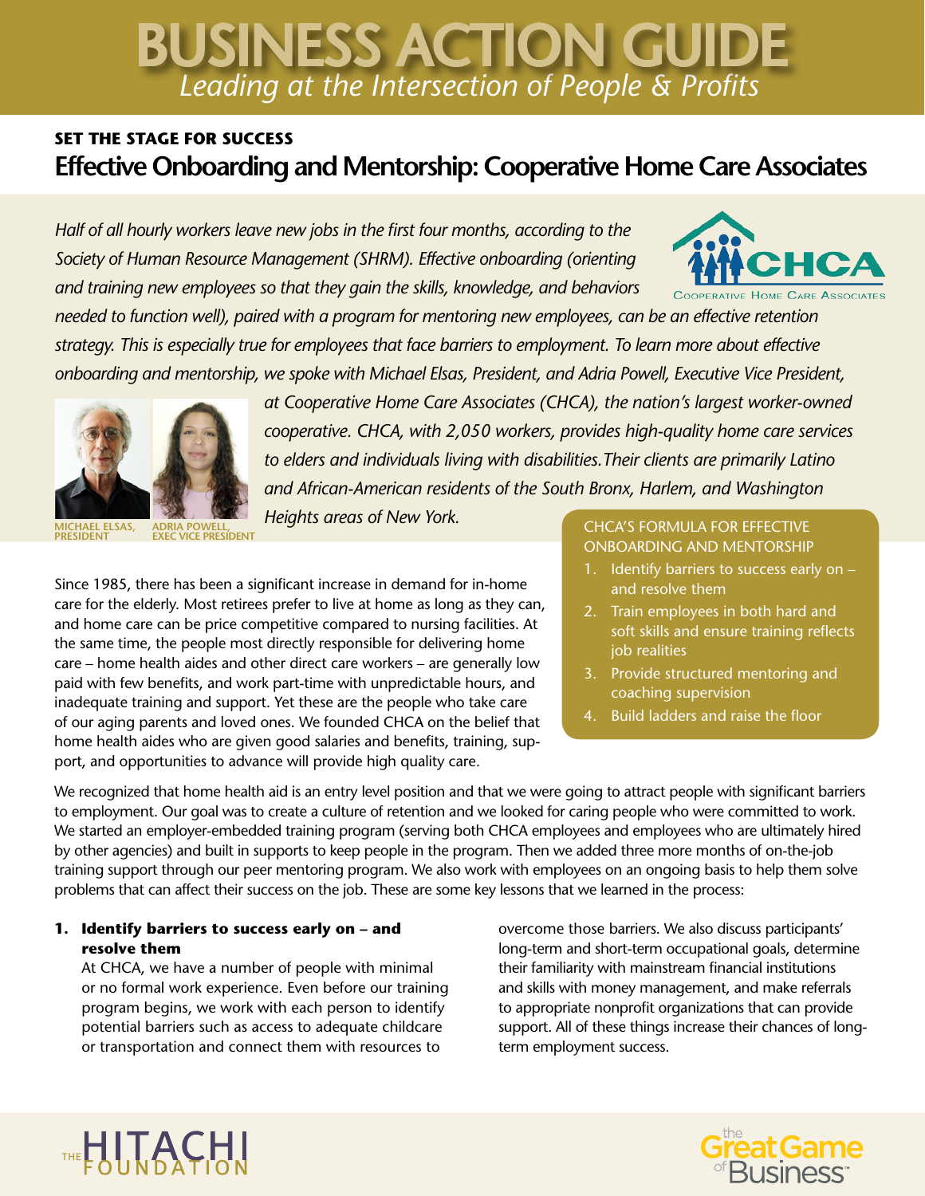# BUSINESS ACTION GUIDE

*Leading at the Intersection of People & Profits*

**SET THE STAGE FOR SUCCESS**

## Effective Onboarding and Mentorship: Cooperative Home Care Associates

*Half of all hourly workers leave new jobs in the first four months, according to the Society of Human Resource Management (SHRM). Effective onboarding (orienting and training new employees so that they gain the skills, knowledge, and behaviors needed to function well), paired with a program for mentoring new employees, can be an effective retention strategy. This is especially true for employees that face barriers to employment. To learn more about effective onboarding and mentorship, we spoke with Michael Elsas, President, and Adria Powell, Executive Vice President, at Cooperative Home Care Associates (CHCA), the nation's largest worker-owned cooperative. CHCA, with 2,050 workers, provides high-quality home care services to elders and individuals living with disabilities. Their clients are primarily Latino and African-American residents of the South Bronx, Harlem, and Washington Heights areas of New York.*

MICHAEL ELSAS, PRESIDENT

ADRIA POWELL, EXEC VICE PRESIDENT

**CHCA'S FORMULA FOR EFFECTIVE ONBOARDING AND MENTORSHIP**

1. Identify barriers to success early on – and resolve them
2. Train employees in both hard and soft skills and ensure training reflects job realities
3. Provide structured mentoring and coaching supervision
4. Build ladders and raise the floor

Since 1985, there has been a significant increase in demand for in-home care for the elderly. Most retirees prefer to live at home as long as they can, and home care can be price competitive compared to nursing facilities. At the same time, the people most directly responsible for delivering home care – home health aides and other direct care workers – are generally low paid with few benefits, and work part-time with unpredictable hours, and inadequate training and support. Yet these are the people who take care of our aging parents and loved ones. We founded CHCA on the belief that home health aides who are given good salaries and benefits, training, support, and opportunities to advance will provide high quality care.

We recognized that home health aid is an entry level position and that we were going to attract people with significant barriers to employment. Our goal was to create a culture of retention and we looked for caring people who were committed to work. We started an employer-embedded training program (serving both CHCA employees and employees who are ultimately hired by other agencies) and built in supports to keep people in the program. Then we added three more months of on-the-job training support through our peer mentoring program. We also work with employees on an ongoing basis to help them solve problems that can affect their success on the job. These are some key lessons that we learned in the process:

1. **Identify barriers to success early on – and resolve them**

   At CHCA, we have a number of people with minimal or no formal work experience. Even before our training program begins, we work with each person to identify potential barriers such as access to adequate childcare or transportation and connect them with resources to overcome those barriers. We also discuss participants' long-term and short-term occupational goals, determine their familiarity with mainstream financial institutions and skills with money management, and make referrals to appropriate nonprofit organizations that can provide support. All of these things increase their chances of long-term employment success.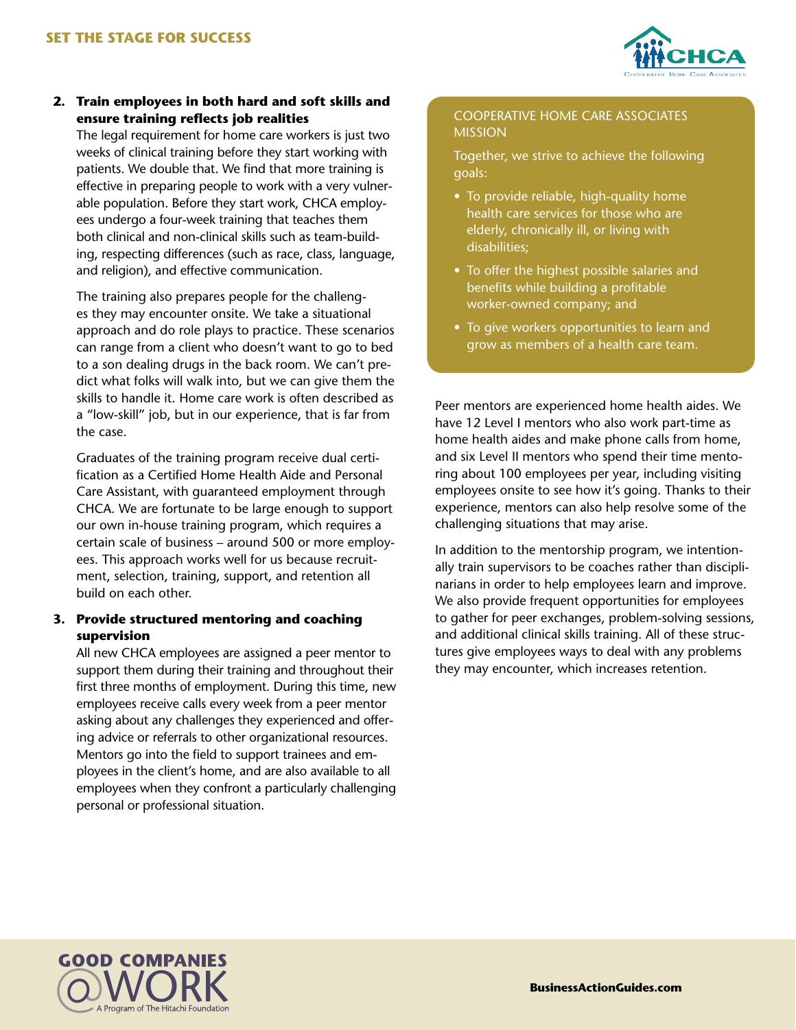2. **Train employees in both hard and soft skills and ensure training reflects job realities**

   The legal requirement for home care workers is just two weeks of clinical training before they start working with patients. We double that. We find that more training is effective in preparing people to work with a very vulnerable population. Before they start work, CHCA employees undergo a four-week training that teaches them both clinical and non-clinical skills such as team-building, respecting differences (such as race, class, language, and religion), and effective communication.

   The training also prepares people for the challenges they may encounter onsite. We take a situational approach and do role plays to practice. These scenarios can range from a client who doesn't want to go to bed to a son dealing drugs in the back room. We can't predict what folks will walk into, but we can give them the skills to handle it. Home care work is often described as a "low-skill" job, but in our experience, that is far from the case.

   Graduates of the training program receive dual certification as a Certified Home Health Aide and Personal Care Assistant, with guaranteed employment through CHCA. We are fortunate to be large enough to support our own in-house training program, which requires a certain scale of business – around 500 or more employees. This approach works well for us because recruitment, selection, training, support, and retention all build on each other.

3. **Provide structured mentoring and coaching supervision**

   All new CHCA employees are assigned a peer mentor to support them during their training and throughout their first three months of employment. During this time, new employees receive calls every week from a peer mentor asking about any challenges they experienced and offering advice or referrals to other organizational resources. Mentors go into the field to support trainees and employees in the client's home, and are also available to all employees when they confront a particularly challenging personal or professional situation.

   Peer mentors are experienced home health aides. We have 12 Level I mentors who also work part-time as home health aides and make phone calls from home, and six Level II mentors who spend their time mentoring about 100 employees per year, including visiting employees onsite to see how it's going. Thanks to their experience, mentors can also help resolve some of the challenging situations that may arise.

   In addition to the mentorship program, we intentionally train supervisors to be coaches rather than disciplinarians in order to help employees learn and improve. We also provide frequent opportunities for employees to gather for peer exchanges, problem-solving sessions, and additional clinical skills training. All of these structures give employees ways to deal with any problems they may encounter, which increases retention.

> COOPERATIVE HOME CARE ASSOCIATES MISSION
>
> Together, we strive to achieve the following goals:
>
> - To provide reliable, high-quality home health care services for those who are elderly, chronically ill, or living with disabilities;
> - To offer the highest possible salaries and benefits while building a profitable worker-owned company; and
> - To give workers opportunities to learn and grow as members of a health care team.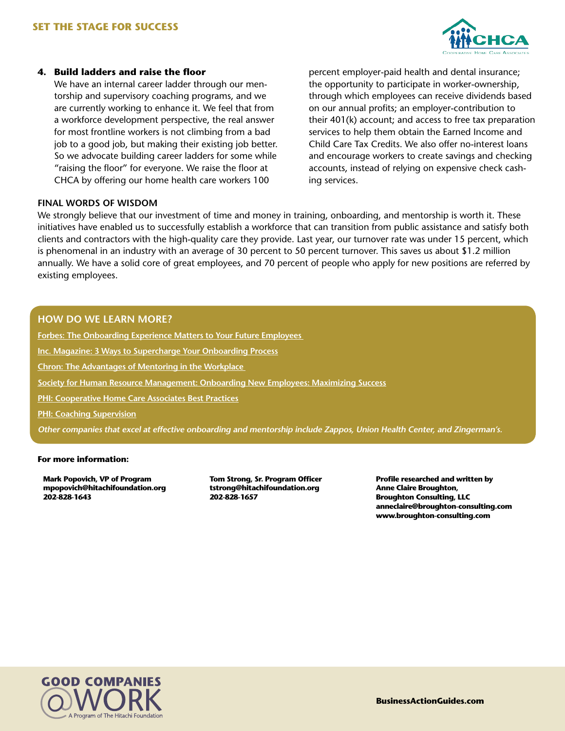**4. Build ladders and raise the floor**

We have an internal career ladder through our mentorship and supervisory coaching programs, and we are currently working to enhance it. We feel that from a workforce development perspective, the real answer for most frontline workers is not climbing from a bad job to a good job, but making their existing job better. So we advocate building career ladders for some while "raising the floor" for everyone. We raise the floor at CHCA by offering our home health care workers 100 percent employer-paid health and dental insurance; the opportunity to participate in worker-ownership, through which employees can receive dividends based on our annual profits; an employer-contribution to their 401(k) account; and access to free tax preparation services to help them obtain the Earned Income and Child Care Tax Credits. We also offer no-interest loans and encourage workers to create savings and checking accounts, instead of relying on expensive check cashing services.

## FINAL WORDS OF WISDOM

We strongly believe that our investment of time and money in training, onboarding, and mentorship is worth it. These initiatives have enabled us to successfully establish a workforce that can transition from public assistance and satisfy both clients and contractors with the high-quality care they provide. Last year, our turnover rate was under 15 percent, which is phenomenal in an industry with an average of 30 percent to 50 percent turnover. This saves us about $1.2 million annually. We have a solid core of great employees, and 70 percent of people who apply for new positions are referred by existing employees.

## HOW DO WE LEARN MORE?

Forbes: The Onboarding Experience Matters to Your Future Employees

Inc. Magazine: 3 Ways to Supercharge Your Onboarding Process

Chron: The Advantages of Mentoring in the Workplace

Society for Human Resource Management: Onboarding New Employees: Maximizing Success

PHI: Cooperative Home Care Associates Best Practices

PHI: Coaching Supervision

*Other companies that excel at effective onboarding and mentorship include Zappos, Union Health Center, and Zingerman's.*

**For more information:**

**Mark Popovich, VP of Program**
**mpopovich@hitachifoundation.org**
**202-828-1643**

**Tom Strong, Sr. Program Officer**
**tstrong@hitachifoundation.org**
**202-828-1657**

**Profile researched and written by**
**Anne Claire Broughton,**
**Broughton Consulting, LLC**
**anneclaire@broughton-consulting.com**
**www.broughton-consulting.com**